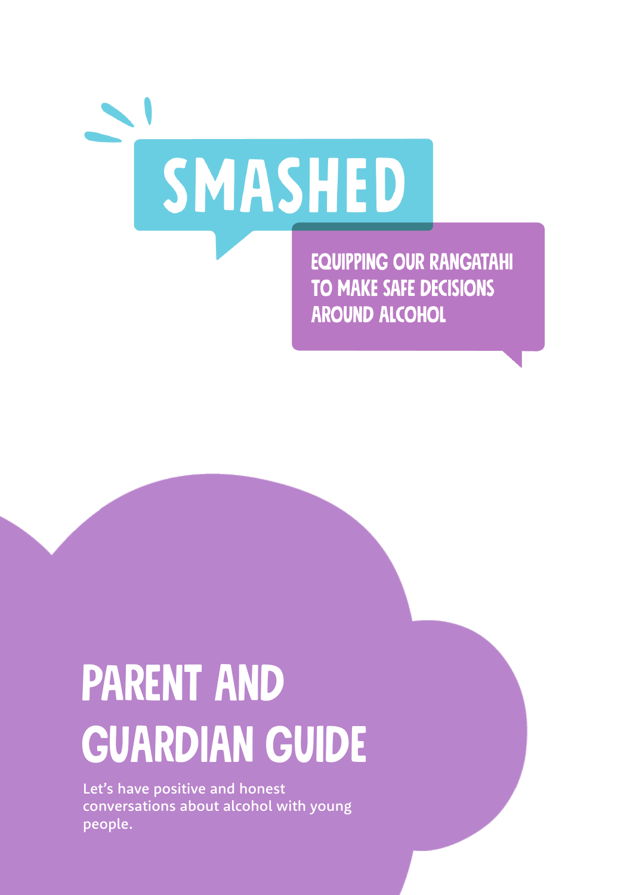# SMASHED

EQUIPPING OUR RANGATAHI TO MAKE SAFE DECISIONS AROUND ALCOHOL

# PARENT AND GUARDIAN GUIDE

Let's have positive and honest conversations about alcohol with young people.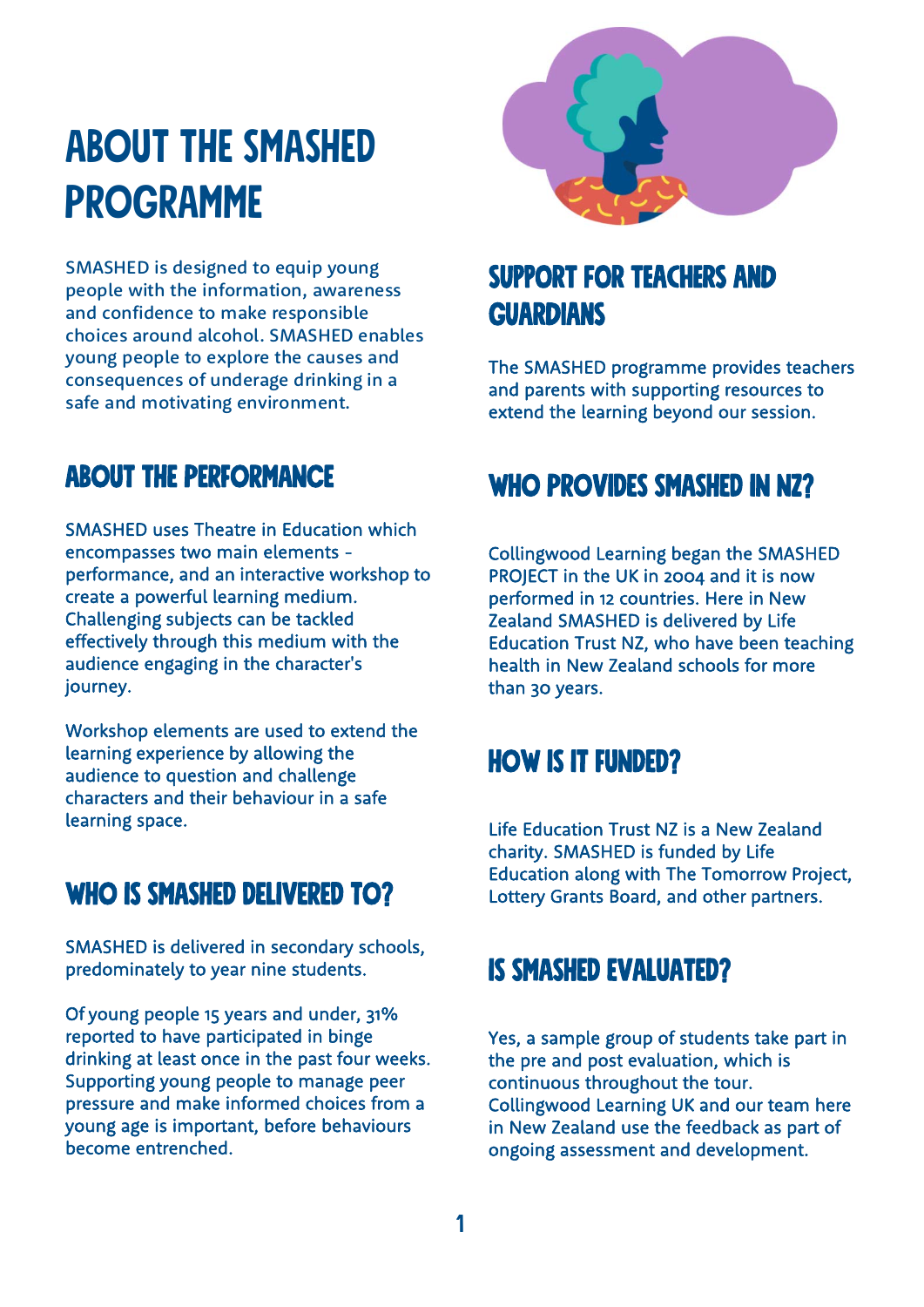# ABOUT THE SMASHED PROGRAMME

SMASHED is designed to equip young people with the information, awareness and confidence to make responsible choices around alcohol. SMASHED enables young people to explore the causes and consequences of underage drinking in a safe and motivating environment.

## ABOUT THE PERFORMANCE

SMASHED uses Theatre in Education which encompasses two main elements - performance, and an interactive workshop to create a powerful learning medium. Challenging subjects can be tackled effectively through this medium with the audience engaging in the character's journey.

Workshop elements are used to extend the learning experience by allowing the audience to question and challenge characters and their behaviour in a safe learning space.

## WHO IS SMASHED DELIVERED TO?

SMASHED is delivered in secondary schools, predominately to year nine students.

Of young people 15 years and under, 31% reported to have participated in binge drinking at least once in the past four weeks. Supporting young people to manage peer pressure and make informed choices from a young age is important, before behaviours become entrenched.

## SUPPORT FOR TEACHERS AND GUARDIANS

The SMASHED programme provides teachers and parents with supporting resources to extend the learning beyond our session.

## WHO PROVIDES SMASHED IN NZ?

Collingwood Learning began the SMASHED PROJECT in the UK in 2004 and it is now performed in 12 countries. Here in New Zealand SMASHED is delivered by Life Education Trust NZ, who have been teaching health in New Zealand schools for more than 30 years.

## HOW IS IT FUNDED?

Life Education Trust NZ is a New Zealand charity. SMASHED is funded by Life Education along with The Tomorrow Project, Lottery Grants Board, and other partners.

## IS SMASHED EVALUATED?

Yes, a sample group of students take part in the pre and post evaluation, which is continuous throughout the tour. Collingwood Learning UK and our team here in New Zealand use the feedback as part of ongoing assessment and development.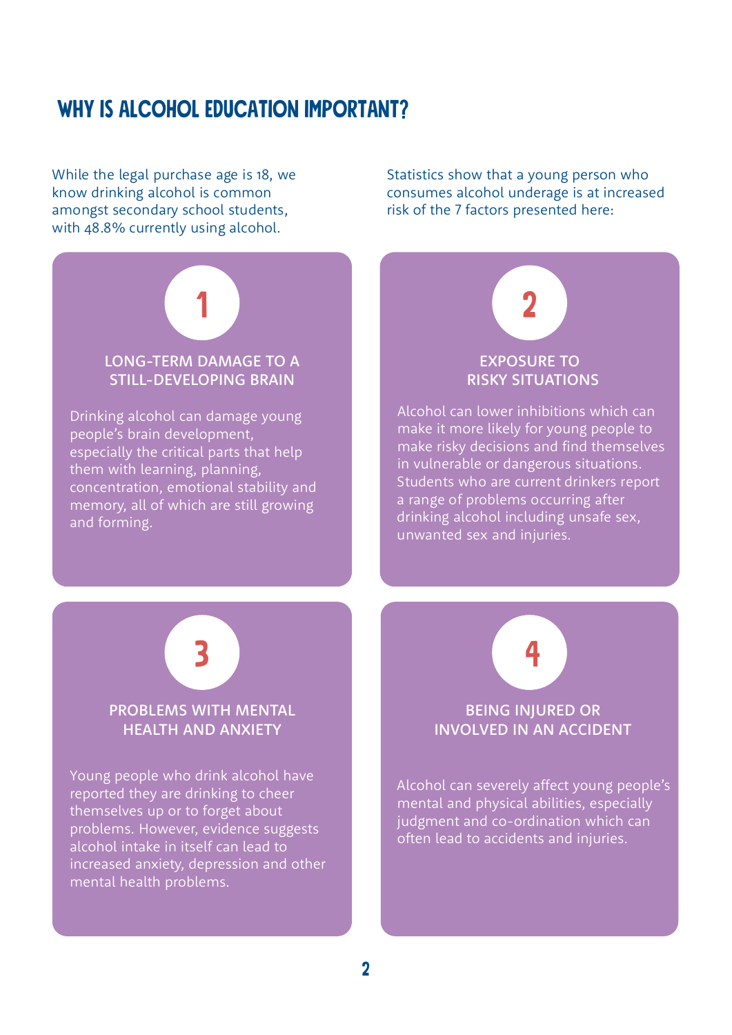# WHY IS ALCOHOL EDUCATION IMPORTANT?

While the legal purchase age is 18, we know drinking alcohol is common amongst secondary school students, with 48.8% currently using alcohol.

Statistics show that a young person who consumes alcohol underage is at increased risk of the 7 factors presented here:

## 1

### LONG-TERM DAMAGE TO A STILL-DEVELOPING BRAIN

Drinking alcohol can damage young people's brain development, especially the critical parts that help them with learning, planning, concentration, emotional stability and memory, all of which are still growing and forming.

## 2

### EXPOSURE TO RISKY SITUATIONS

Alcohol can lower inhibitions which can make it more likely for young people to make risky decisions and find themselves in vulnerable or dangerous situations. Students who are current drinkers report a range of problems occurring after drinking alcohol including unsafe sex, unwanted sex and injuries.

## 3

### PROBLEMS WITH MENTAL HEALTH AND ANXIETY

Young people who drink alcohol have reported they are drinking to cheer themselves up or to forget about problems. However, evidence suggests alcohol intake in itself can lead to increased anxiety, depression and other mental health problems.

## 4

### BEING INJURED OR INVOLVED IN AN ACCIDENT

Alcohol can severely affect young people's mental and physical abilities, especially judgment and co-ordination which can often lead to accidents and injuries.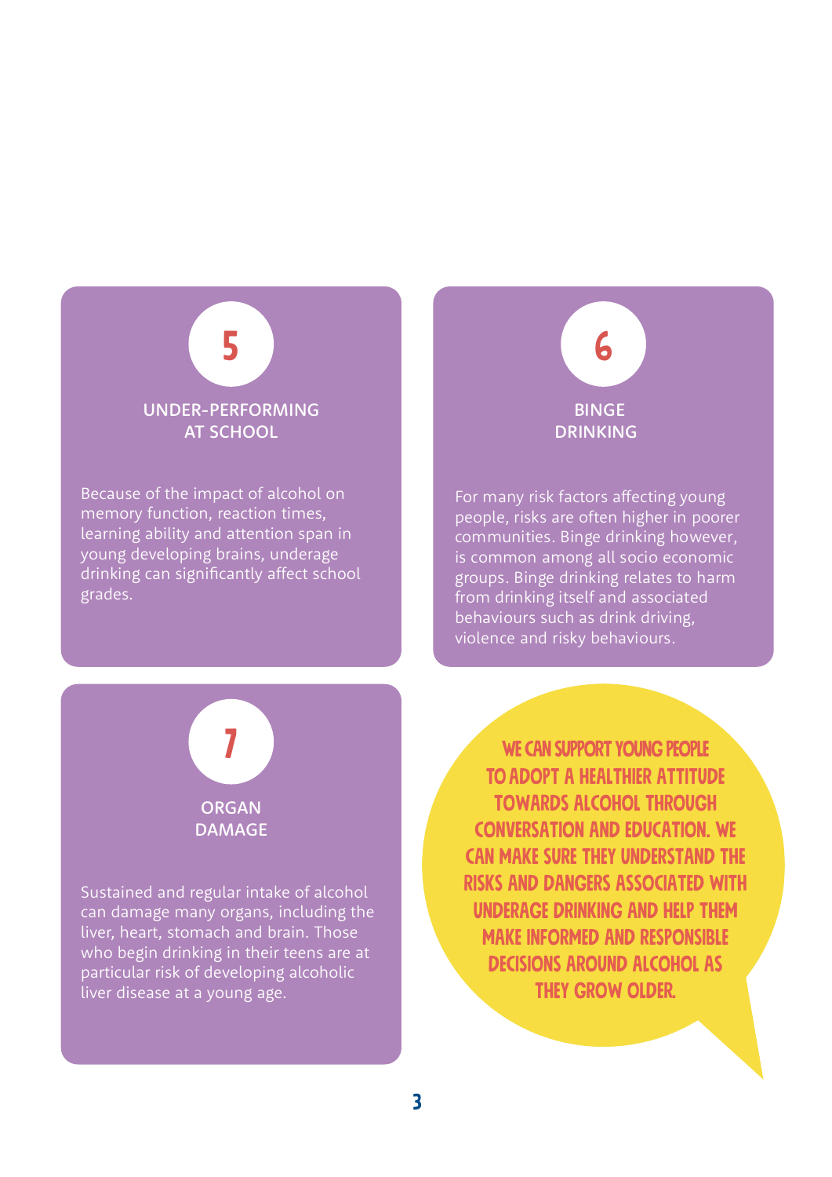## 5 UNDER-PERFORMING AT SCHOOL

Because of the impact of alcohol on memory function, reaction times, learning ability and attention span in young developing brains, underage drinking can significantly affect school grades.

## 6 BINGE DRINKING

For many risk factors affecting young people, risks are often higher in poorer communities. Binge drinking however, is common among all socio economic groups. Binge drinking relates to harm from drinking itself and associated behaviours such as drink driving, violence and risky behaviours.

## 7 ORGAN DAMAGE

Sustained and regular intake of alcohol can damage many organs, including the liver, heart, stomach and brain. Those who begin drinking in their teens are at particular risk of developing alcoholic liver disease at a young age.

**WE CAN SUPPORT YOUNG PEOPLE TO ADOPT A HEALTHIER ATTITUDE TOWARDS ALCOHOL THROUGH CONVERSATION AND EDUCATION. WE CAN MAKE SURE THEY UNDERSTAND THE RISKS AND DANGERS ASSOCIATED WITH UNDERAGE DRINKING AND HELP THEM MAKE INFORMED AND RESPONSIBLE DECISIONS AROUND ALCOHOL AS THEY GROW OLDER.**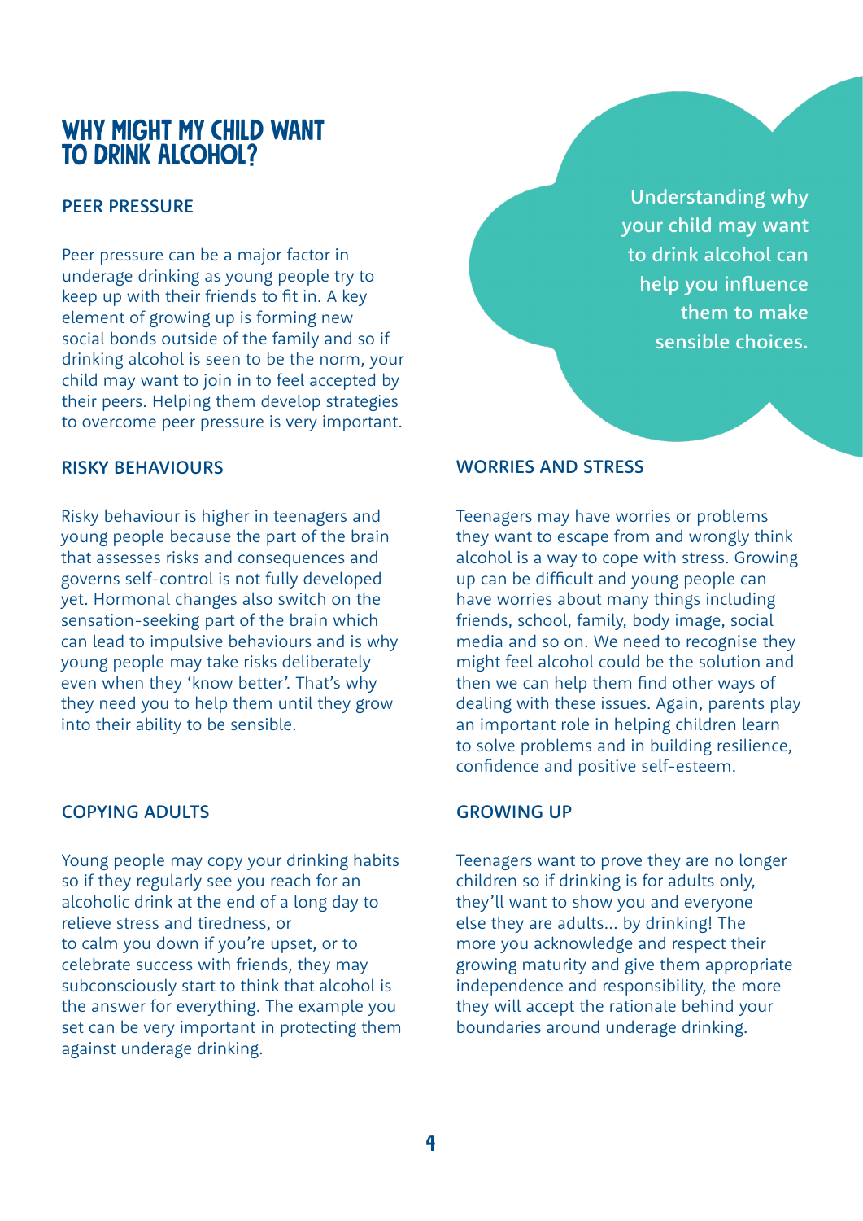# WHY MIGHT MY CHILD WANT TO DRINK ALCOHOL?

Understanding why your child may want to drink alcohol can help you influence them to make sensible choices.

### PEER PRESSURE

Peer pressure can be a major factor in underage drinking as young people try to keep up with their friends to fit in. A key element of growing up is forming new social bonds outside of the family and so if drinking alcohol is seen to be the norm, your child may want to join in to feel accepted by their peers. Helping them develop strategies to overcome peer pressure is very important.

### RISKY BEHAVIOURS

Risky behaviour is higher in teenagers and young people because the part of the brain that assesses risks and consequences and governs self-control is not fully developed yet. Hormonal changes also switch on the sensation-seeking part of the brain which can lead to impulsive behaviours and is why young people may take risks deliberately even when they 'know better'. That's why they need you to help them until they grow into their ability to be sensible.

### COPYING ADULTS

Young people may copy your drinking habits so if they regularly see you reach for an alcoholic drink at the end of a long day to relieve stress and tiredness, or to calm you down if you're upset, or to celebrate success with friends, they may subconsciously start to think that alcohol is the answer for everything. The example you set can be very important in protecting them against underage drinking.

### WORRIES AND STRESS

Teenagers may have worries or problems they want to escape from and wrongly think alcohol is a way to cope with stress. Growing up can be difficult and young people can have worries about many things including friends, school, family, body image, social media and so on. We need to recognise they might feel alcohol could be the solution and then we can help them find other ways of dealing with these issues. Again, parents play an important role in helping children learn to solve problems and in building resilience, confidence and positive self-esteem.

### GROWING UP

Teenagers want to prove they are no longer children so if drinking is for adults only, they'll want to show you and everyone else they are adults... by drinking! The more you acknowledge and respect their growing maturity and give them appropriate independence and responsibility, the more they will accept the rationale behind your boundaries around underage drinking.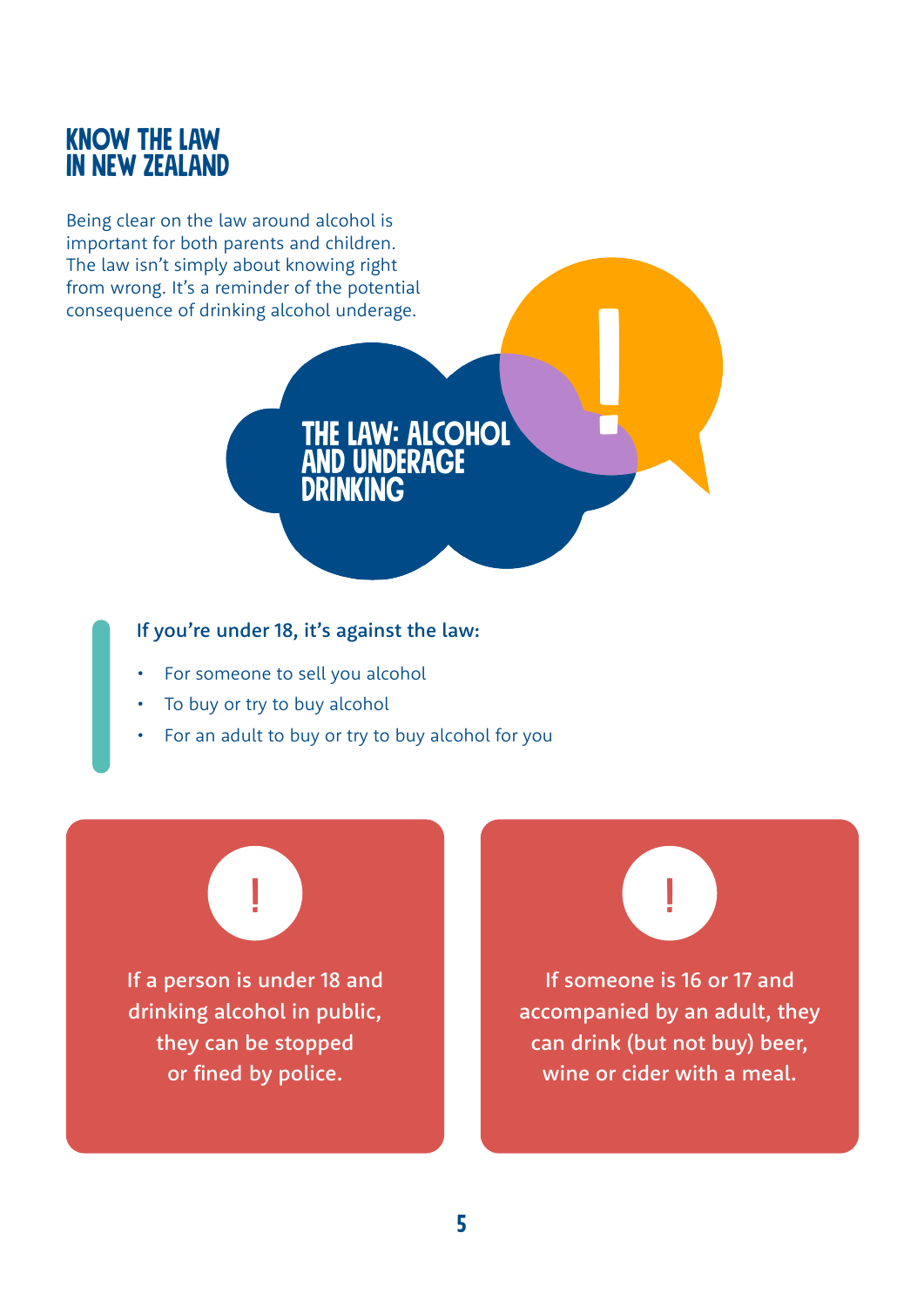# KNOW THE LAW IN NEW ZEALAND

Being clear on the law around alcohol is important for both parents and children. The law isn't simply about knowing right from wrong. It's a reminder of the potential consequence of drinking alcohol underage.

## THE LAW: ALCOHOL AND UNDERAGE DRINKING

**If you're under 18, it's against the law:**

- For someone to sell you alcohol
- To buy or try to buy alcohol
- For an adult to buy or try to buy alcohol for you

**If a person is under 18 and drinking alcohol in public, they can be stopped or fined by police.**

**If someone is 16 or 17 and accompanied by an adult, they can drink (but not buy) beer, wine or cider with a meal.**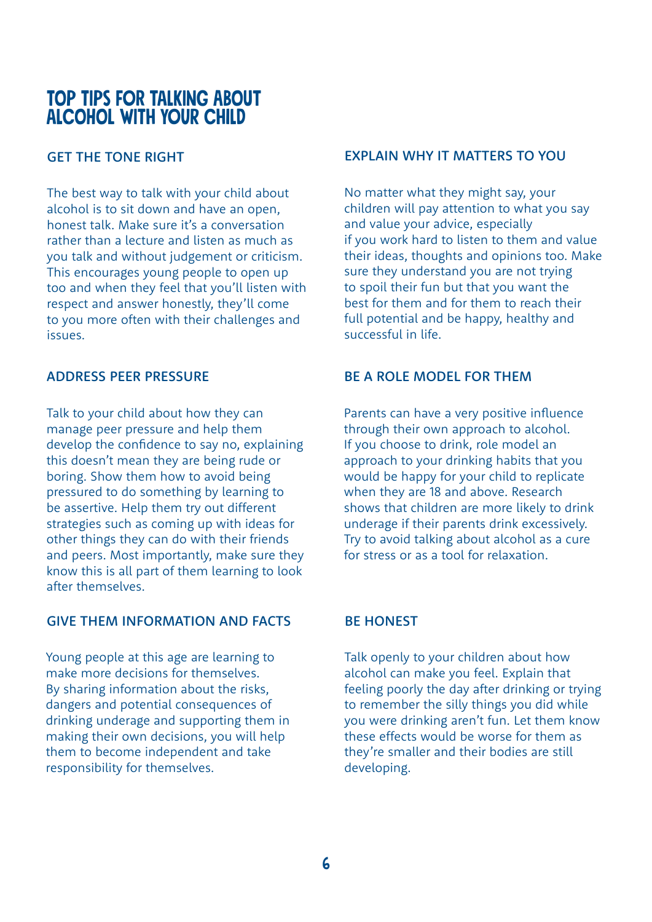# TOP TIPS FOR TALKING ABOUT ALCOHOL WITH YOUR CHILD

## GET THE TONE RIGHT

The best way to talk with your child about alcohol is to sit down and have an open, honest talk. Make sure it's a conversation rather than a lecture and listen as much as you talk and without judgement or criticism. This encourages young people to open up too and when they feel that you'll listen with respect and answer honestly, they'll come to you more often with their challenges and issues.

## ADDRESS PEER PRESSURE

Talk to your child about how they can manage peer pressure and help them develop the confidence to say no, explaining this doesn't mean they are being rude or boring. Show them how to avoid being pressured to do something by learning to be assertive. Help them try out different strategies such as coming up with ideas for other things they can do with their friends and peers. Most importantly, make sure they know this is all part of them learning to look after themselves.

## GIVE THEM INFORMATION AND FACTS

Young people at this age are learning to make more decisions for themselves. By sharing information about the risks, dangers and potential consequences of drinking underage and supporting them in making their own decisions, you will help them to become independent and take responsibility for themselves.

## EXPLAIN WHY IT MATTERS TO YOU

No matter what they might say, your children will pay attention to what you say and value your advice, especially if you work hard to listen to them and value their ideas, thoughts and opinions too. Make sure they understand you are not trying to spoil their fun but that you want the best for them and for them to reach their full potential and be happy, healthy and successful in life.

## BE A ROLE MODEL FOR THEM

Parents can have a very positive influence through their own approach to alcohol. If you choose to drink, role model an approach to your drinking habits that you would be happy for your child to replicate when they are 18 and above. Research shows that children are more likely to drink underage if their parents drink excessively. Try to avoid talking about alcohol as a cure for stress or as a tool for relaxation.

## BE HONEST

Talk openly to your children about how alcohol can make you feel. Explain that feeling poorly the day after drinking or trying to remember the silly things you did while you were drinking aren't fun. Let them know these effects would be worse for them as they're smaller and their bodies are still developing.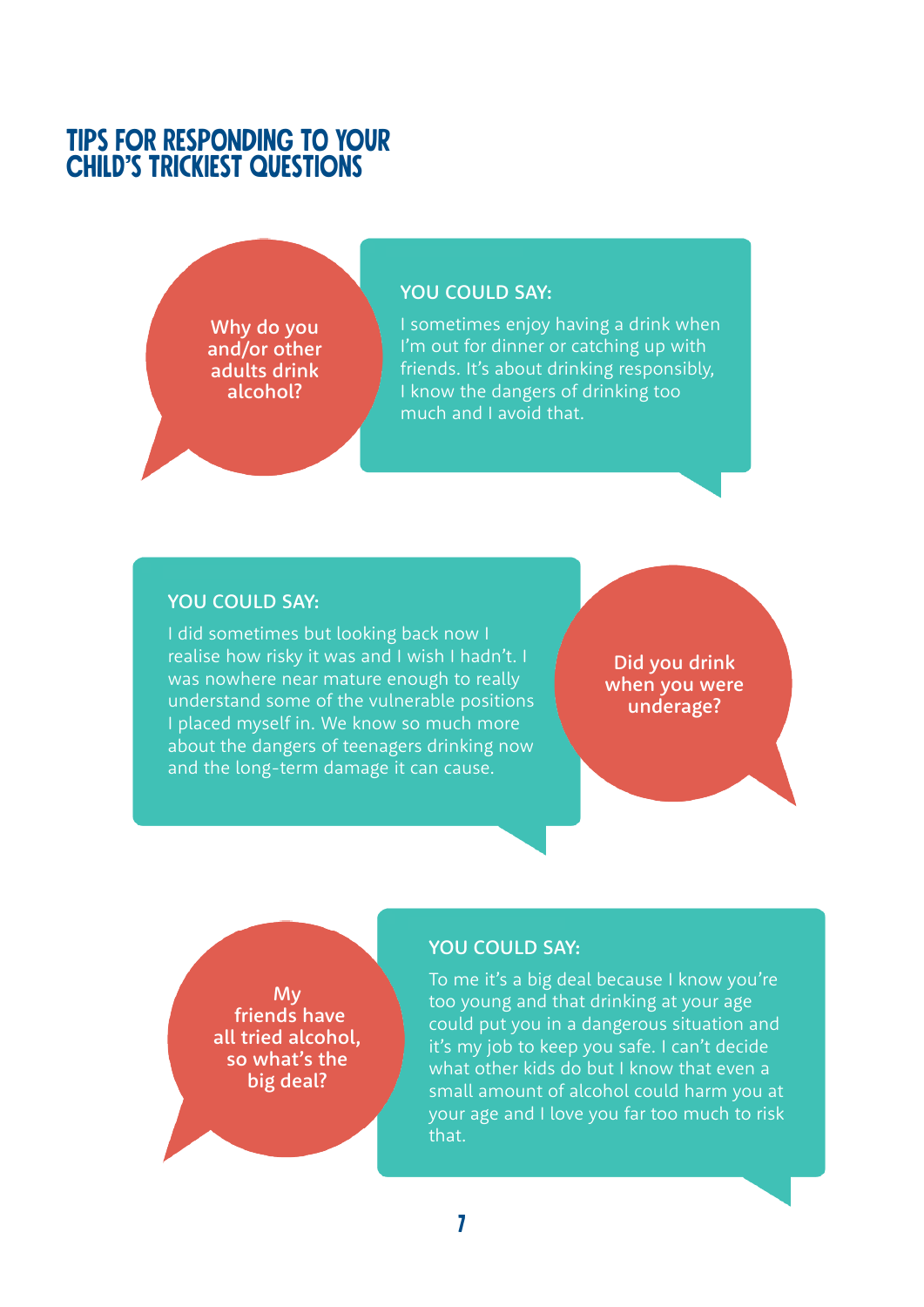# TIPS FOR RESPONDING TO YOUR CHILD'S TRICKIEST QUESTIONS

**Why do you and/or other adults drink alcohol?**

**YOU COULD SAY:**

I sometimes enjoy having a drink when I'm out for dinner or catching up with friends. It's about drinking responsibly, I know the dangers of drinking too much and I avoid that.

**Did you drink when you were underage?**

**YOU COULD SAY:**

I did sometimes but looking back now I realise how risky it was and I wish I hadn't. I was nowhere near mature enough to really understand some of the vulnerable positions I placed myself in. We know so much more about the dangers of teenagers drinking now and the long-term damage it can cause.

**My friends have all tried alcohol, so what's the big deal?**

**YOU COULD SAY:**

To me it's a big deal because I know you're too young and that drinking at your age could put you in a dangerous situation and it's my job to keep you safe. I can't decide what other kids do but I know that even a small amount of alcohol could harm you at your age and I love you far too much to risk that.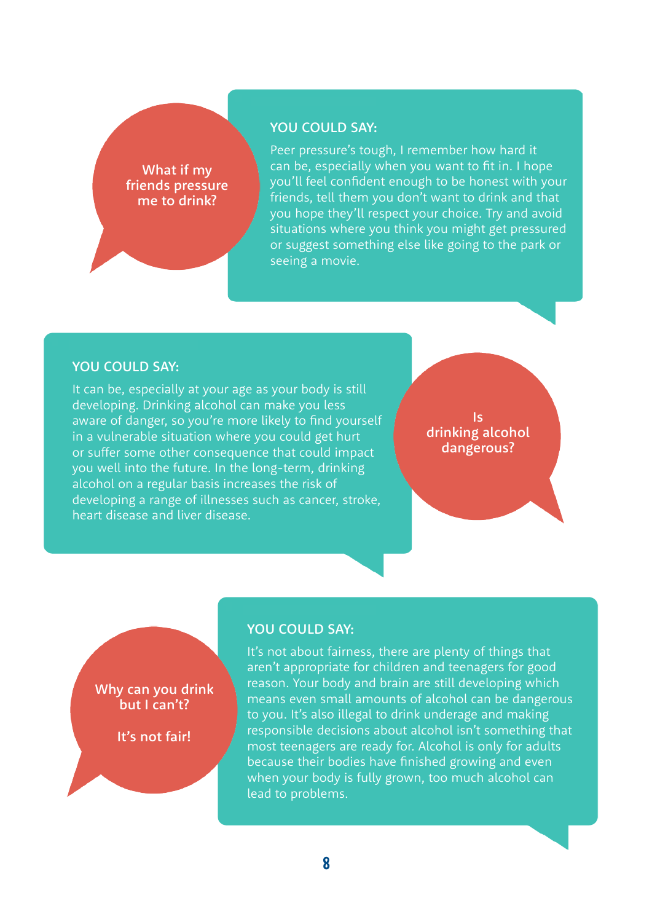**What if my friends pressure me to drink?**

### YOU COULD SAY:

Peer pressure's tough, I remember how hard it can be, especially when you want to fit in. I hope you'll feel confident enough to be honest with your friends, tell them you don't want to drink and that you hope they'll respect your choice. Try and avoid situations where you think you might get pressured or suggest something else like going to the park or seeing a movie.

**Is drinking alcohol dangerous?**

### YOU COULD SAY:

It can be, especially at your age as your body is still developing. Drinking alcohol can make you less aware of danger, so you're more likely to find yourself in a vulnerable situation where you could get hurt or suffer some other consequence that could impact you well into the future. In the long-term, drinking alcohol on a regular basis increases the risk of developing a range of illnesses such as cancer, stroke, heart disease and liver disease.

**Why can you drink but I can't?**

**It's not fair!**

### YOU COULD SAY:

It's not about fairness, there are plenty of things that aren't appropriate for children and teenagers for good reason. Your body and brain are still developing which means even small amounts of alcohol can be dangerous to you. It's also illegal to drink underage and making responsible decisions about alcohol isn't something that most teenagers are ready for. Alcohol is only for adults because their bodies have finished growing and even when your body is fully grown, too much alcohol can lead to problems.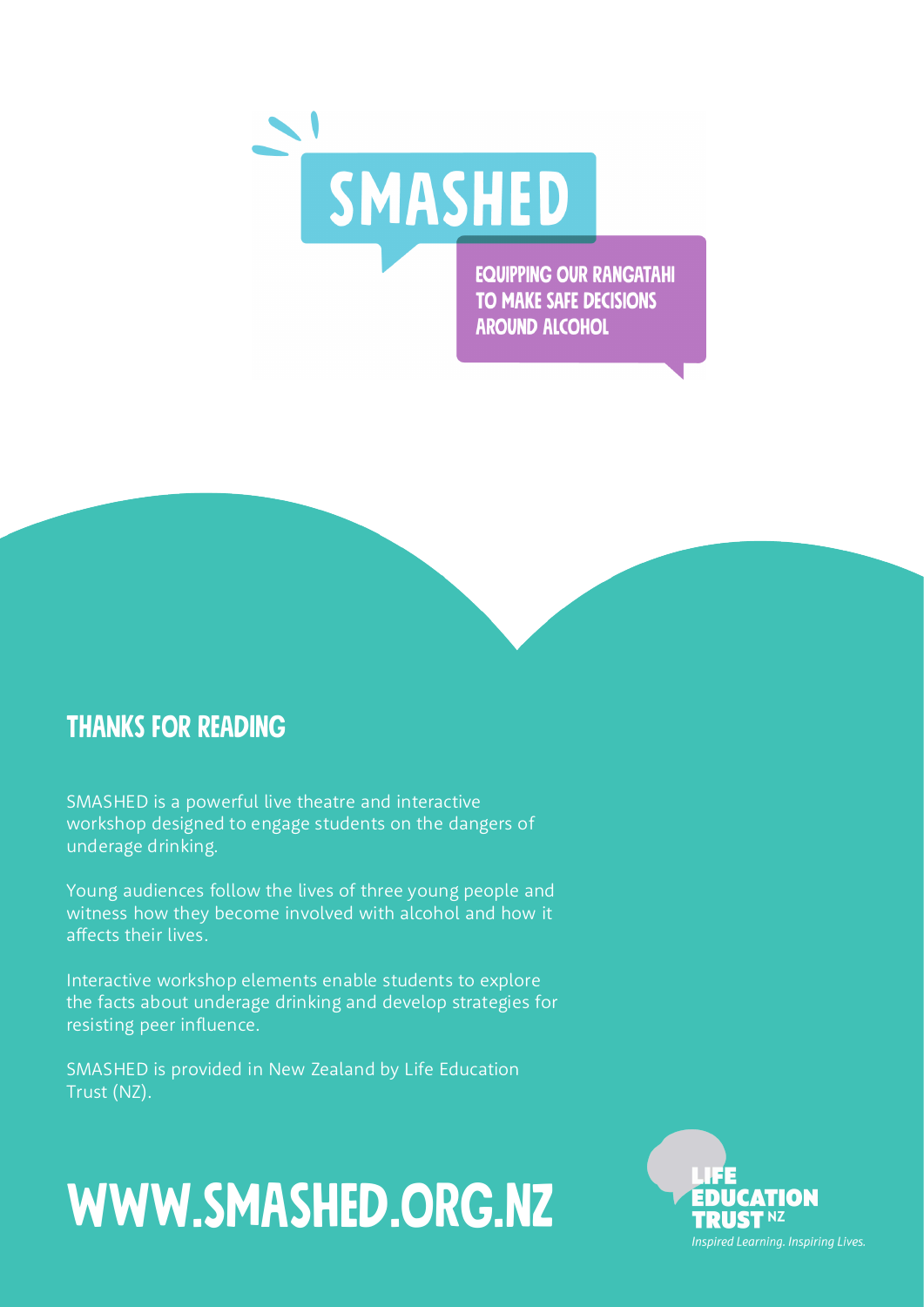SMASHED

EQUIPPING OUR RANGATAHI TO MAKE SAFE DECISIONS AROUND ALCOHOL

## THANKS FOR READING

SMASHED is a powerful live theatre and interactive workshop designed to engage students on the dangers of underage drinking.

Young audiences follow the lives of three young people and witness how they become involved with alcohol and how it affects their lives.

Interactive workshop elements enable students to explore the facts about underage drinking and develop strategies for resisting peer influence.

SMASHED is provided in New Zealand by Life Education Trust (NZ).

# WWW.SMASHED.ORG.NZ

LIFE EDUCATION TRUST NZ

*Inspired Learning. Inspiring Lives.*